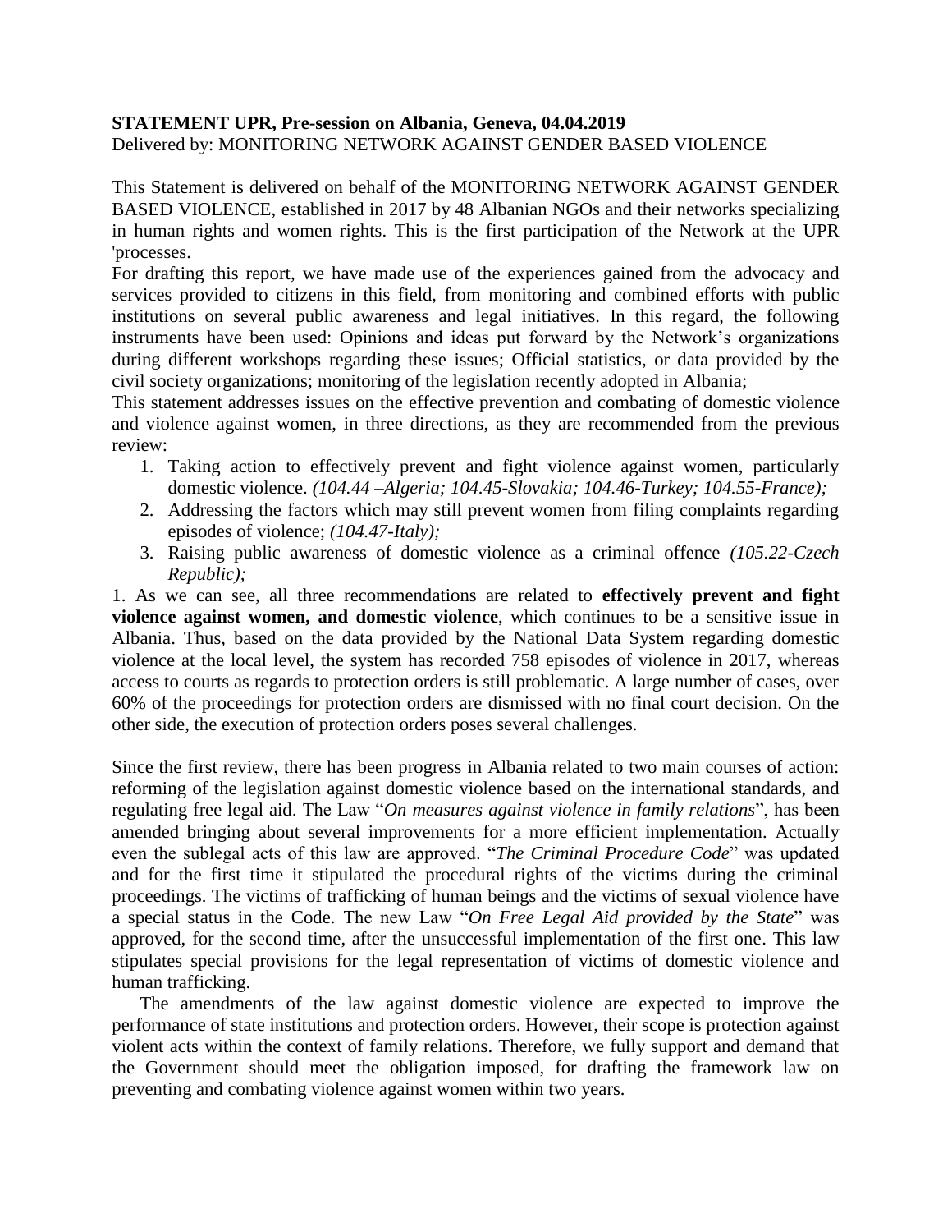**STATEMENT UPR, Pre-session on Albania, Geneva, 04.04.2019**

Delivered by: MONITORING NETWORK AGAINST GENDER BASED VIOLENCE

This Statement is delivered on behalf of the MONITORING NETWORK AGAINST GENDER BASED VIOLENCE, established in 2017 by 48 Albanian NGOs and their networks specializing in human rights and women rights. This is the first participation of the Network at the UPR 'processes.

For drafting this report, we have made use of the experiences gained from the advocacy and services provided to citizens in this field, from monitoring and combined efforts with public institutions on several public awareness and legal initiatives. In this regard, the following instruments have been used: Opinions and ideas put forward by the Network's organizations during different workshops regarding these issues; Official statistics, or data provided by the civil society organizations; monitoring of the legislation recently adopted in Albania;

This statement addresses issues on the effective prevention and combating of domestic violence and violence against women, in three directions, as they are recommended from the previous review:

1. Taking action to effectively prevent and fight violence against women, particularly domestic violence. *(104.44 –Algeria; 104.45-Slovakia; 104.46-Turkey; 104.55-France);*
2. Addressing the factors which may still prevent women from filing complaints regarding episodes of violence; *(104.47-Italy);*
3. Raising public awareness of domestic violence as a criminal offence *(105.22-Czech Republic);*

1. As we can see, all three recommendations are related to **effectively prevent and fight violence against women, and domestic violence**, which continues to be a sensitive issue in Albania. Thus, based on the data provided by the National Data System regarding domestic violence at the local level, the system has recorded 758 episodes of violence in 2017, whereas access to courts as regards to protection orders is still problematic. A large number of cases, over 60% of the proceedings for protection orders are dismissed with no final court decision. On the other side, the execution of protection orders poses several challenges.

Since the first review, there has been progress in Albania related to two main courses of action: reforming of the legislation against domestic violence based on the international standards, and regulating free legal aid. The Law "*On measures against violence in family relations*", has been amended bringing about several improvements for a more efficient implementation. Actually even the sublegal acts of this law are approved. "*The Criminal Procedure Code*" was updated and for the first time it stipulated the procedural rights of the victims during the criminal proceedings. The victims of trafficking of human beings and the victims of sexual violence have a special status in the Code. The new Law "*On Free Legal Aid provided by the State*" was approved, for the second time, after the unsuccessful implementation of the first one. This law stipulates special provisions for the legal representation of victims of domestic violence and human trafficking.

The amendments of the law against domestic violence are expected to improve the performance of state institutions and protection orders. However, their scope is protection against violent acts within the context of family relations. Therefore, we fully support and demand that the Government should meet the obligation imposed, for drafting the framework law on preventing and combating violence against women within two years.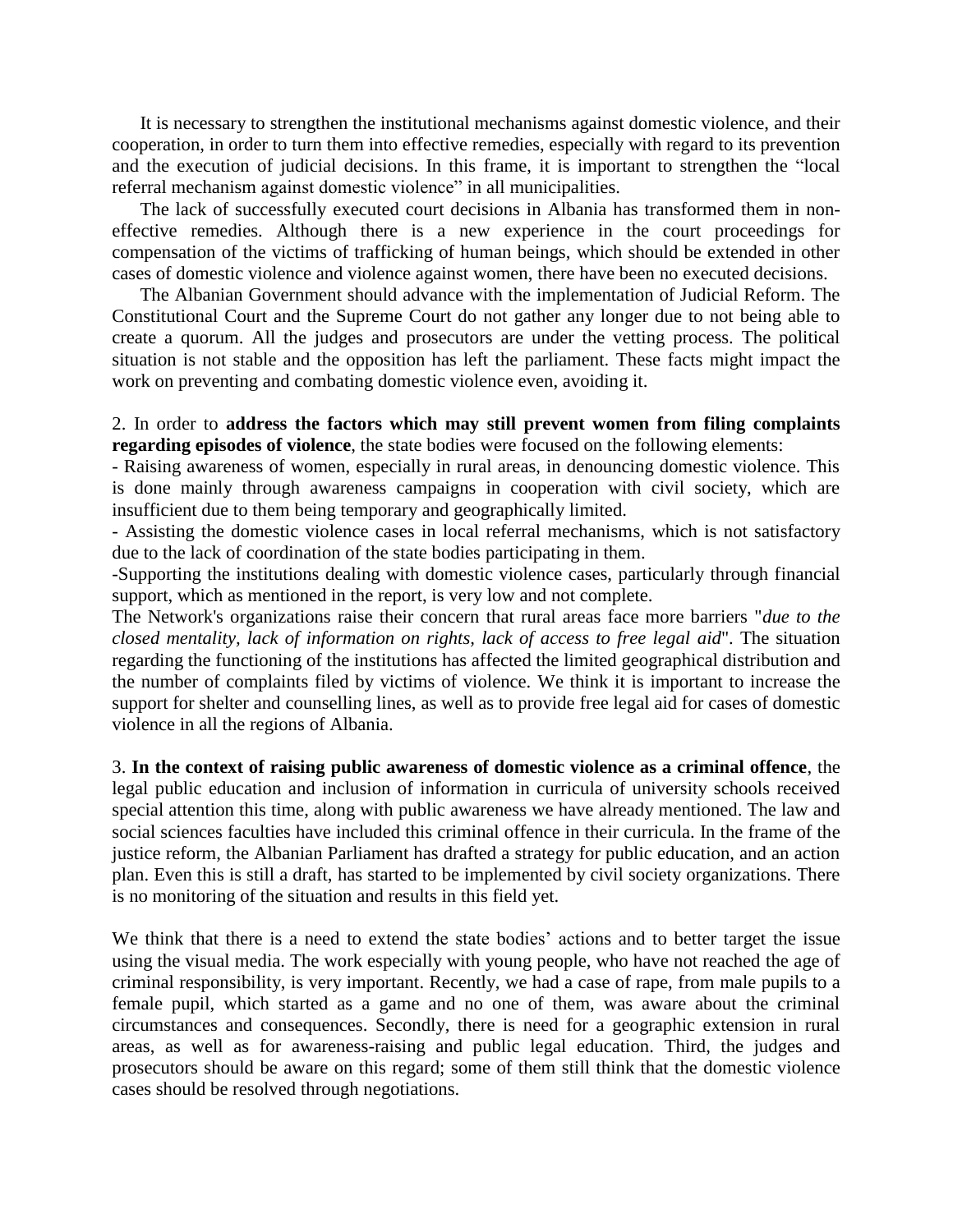It is necessary to strengthen the institutional mechanisms against domestic violence, and their cooperation, in order to turn them into effective remedies, especially with regard to its prevention and the execution of judicial decisions. In this frame, it is important to strengthen the "local referral mechanism against domestic violence" in all municipalities.

The lack of successfully executed court decisions in Albania has transformed them in non-effective remedies. Although there is a new experience in the court proceedings for compensation of the victims of trafficking of human beings, which should be extended in other cases of domestic violence and violence against women, there have been no executed decisions.

The Albanian Government should advance with the implementation of Judicial Reform. The Constitutional Court and the Supreme Court do not gather any longer due to not being able to create a quorum. All the judges and prosecutors are under the vetting process. The political situation is not stable and the opposition has left the parliament. These facts might impact the work on preventing and combating domestic violence even, avoiding it.

2. In order to **address the factors which may still prevent women from filing complaints regarding episodes of violence**, the state bodies were focused on the following elements:

- Raising awareness of women, especially in rural areas, in denouncing domestic violence. This is done mainly through awareness campaigns in cooperation with civil society, which are insufficient due to them being temporary and geographically limited.
- Assisting the domestic violence cases in local referral mechanisms, which is not satisfactory due to the lack of coordination of the state bodies participating in them.
- Supporting the institutions dealing with domestic violence cases, particularly through financial support, which as mentioned in the report, is very low and not complete.

The Network's organizations raise their concern that rural areas face more barriers "*due to the closed mentality, lack of information on rights, lack of access to free legal aid*". The situation regarding the functioning of the institutions has affected the limited geographical distribution and the number of complaints filed by victims of violence. We think it is important to increase the support for shelter and counselling lines, as well as to provide free legal aid for cases of domestic violence in all the regions of Albania.

3. **In the context of raising public awareness of domestic violence as a criminal offence**, the legal public education and inclusion of information in curricula of university schools received special attention this time, along with public awareness we have already mentioned. The law and social sciences faculties have included this criminal offence in their curricula. In the frame of the justice reform, the Albanian Parliament has drafted a strategy for public education, and an action plan. Even this is still a draft, has started to be implemented by civil society organizations. There is no monitoring of the situation and results in this field yet.

We think that there is a need to extend the state bodies' actions and to better target the issue using the visual media. The work especially with young people, who have not reached the age of criminal responsibility, is very important. Recently, we had a case of rape, from male pupils to a female pupil, which started as a game and no one of them, was aware about the criminal circumstances and consequences. Secondly, there is need for a geographic extension in rural areas, as well as for awareness-raising and public legal education. Third, the judges and prosecutors should be aware on this regard; some of them still think that the domestic violence cases should be resolved through negotiations.